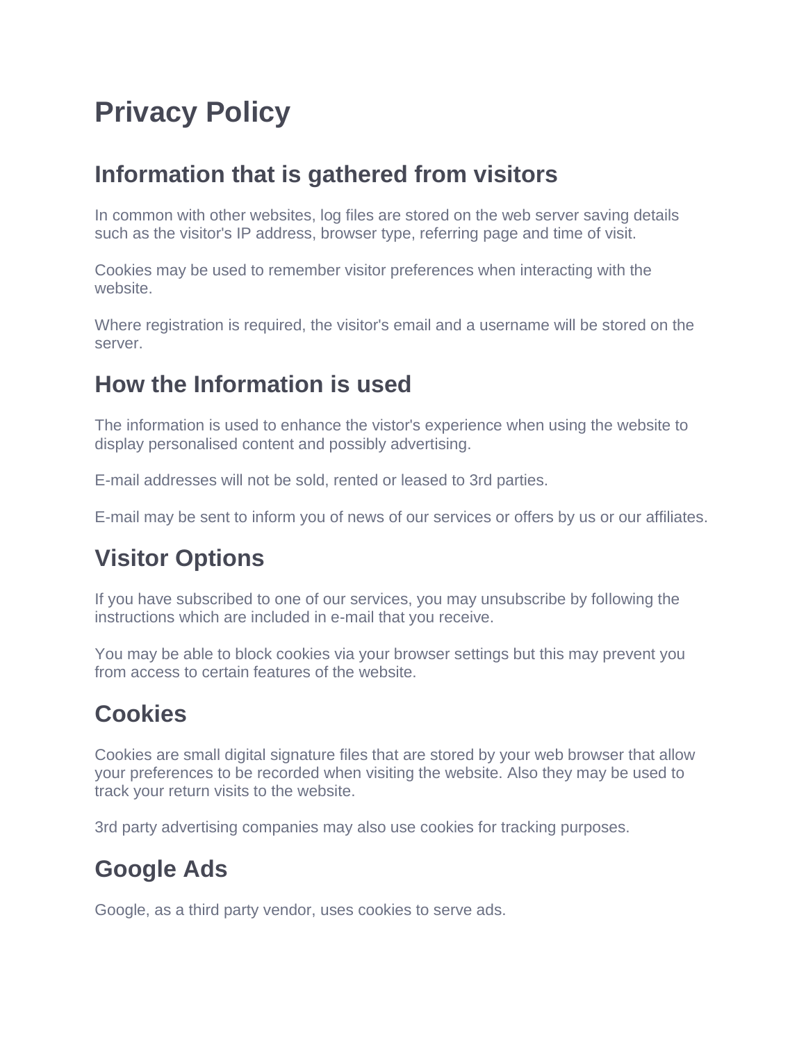# Privacy Policy

## Information that is gathered from visitors

In common with other websites, log files are stored on the web server saving details such as the visitor's IP address, browser type, referring page and time of visit.

Cookies may be used to remember visitor preferences when interacting with the website.

Where registration is required, the visitor's email and a username will be stored on the server.

## How the Information is used

The information is used to enhance the vistor's experience when using the website to display personalised content and possibly advertising.

E-mail addresses will not be sold, rented or leased to 3rd parties.

E-mail may be sent to inform you of news of our services or offers by us or our affiliates.

## Visitor Options

If you have subscribed to one of our services, you may unsubscribe by following the instructions which are included in e-mail that you receive.

You may be able to block cookies via your browser settings but this may prevent you from access to certain features of the website.

## Cookies

Cookies are small digital signature files that are stored by your web browser that allow your preferences to be recorded when visiting the website. Also they may be used to track your return visits to the website.

3rd party advertising companies may also use cookies for tracking purposes.

## Google Ads

Google, as a third party vendor, uses cookies to serve ads.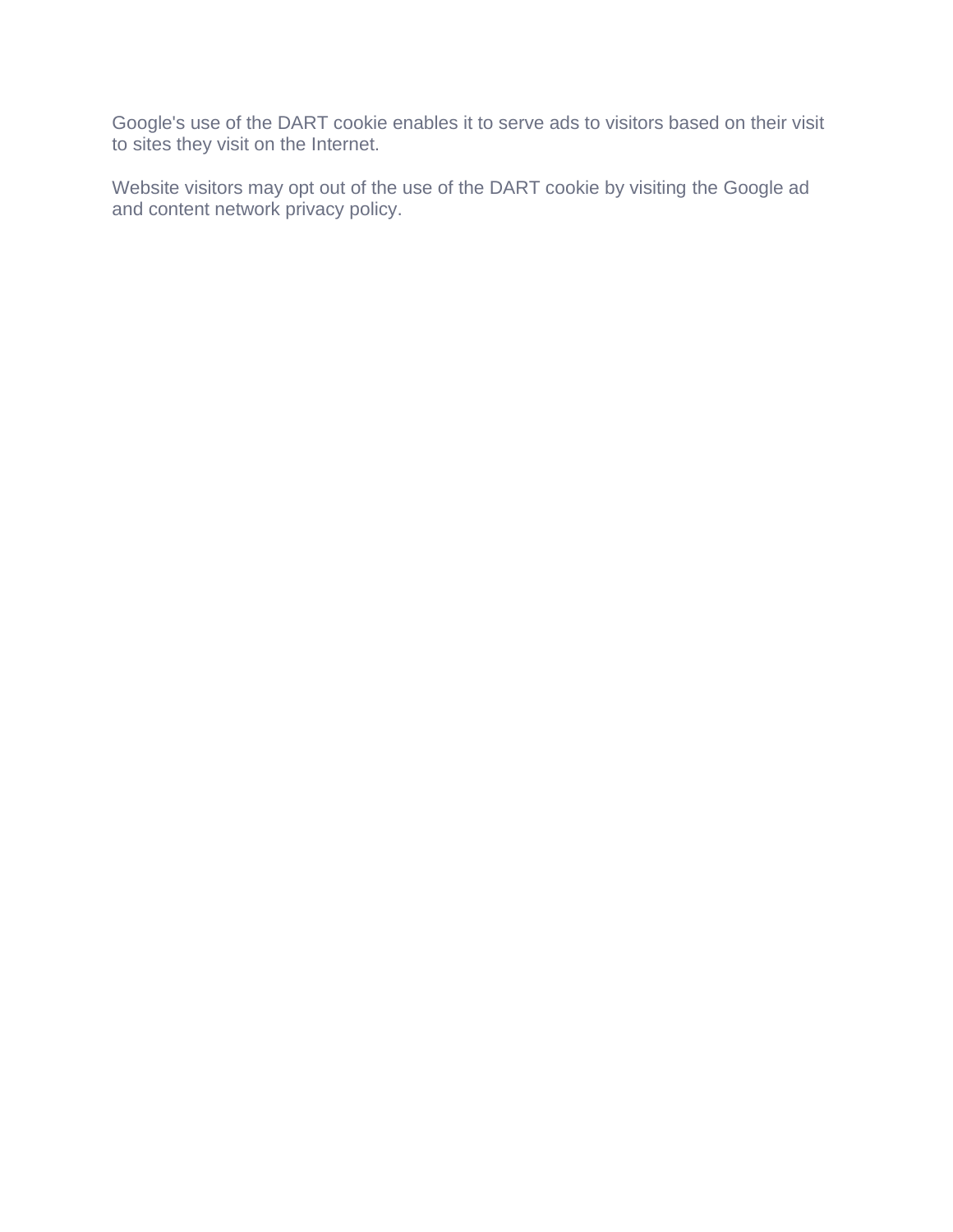Google's use of the DART cookie enables it to serve ads to visitors based on their visit to sites they visit on the Internet.

Website visitors may opt out of the use of the DART cookie by visiting the Google ad and content network privacy policy.